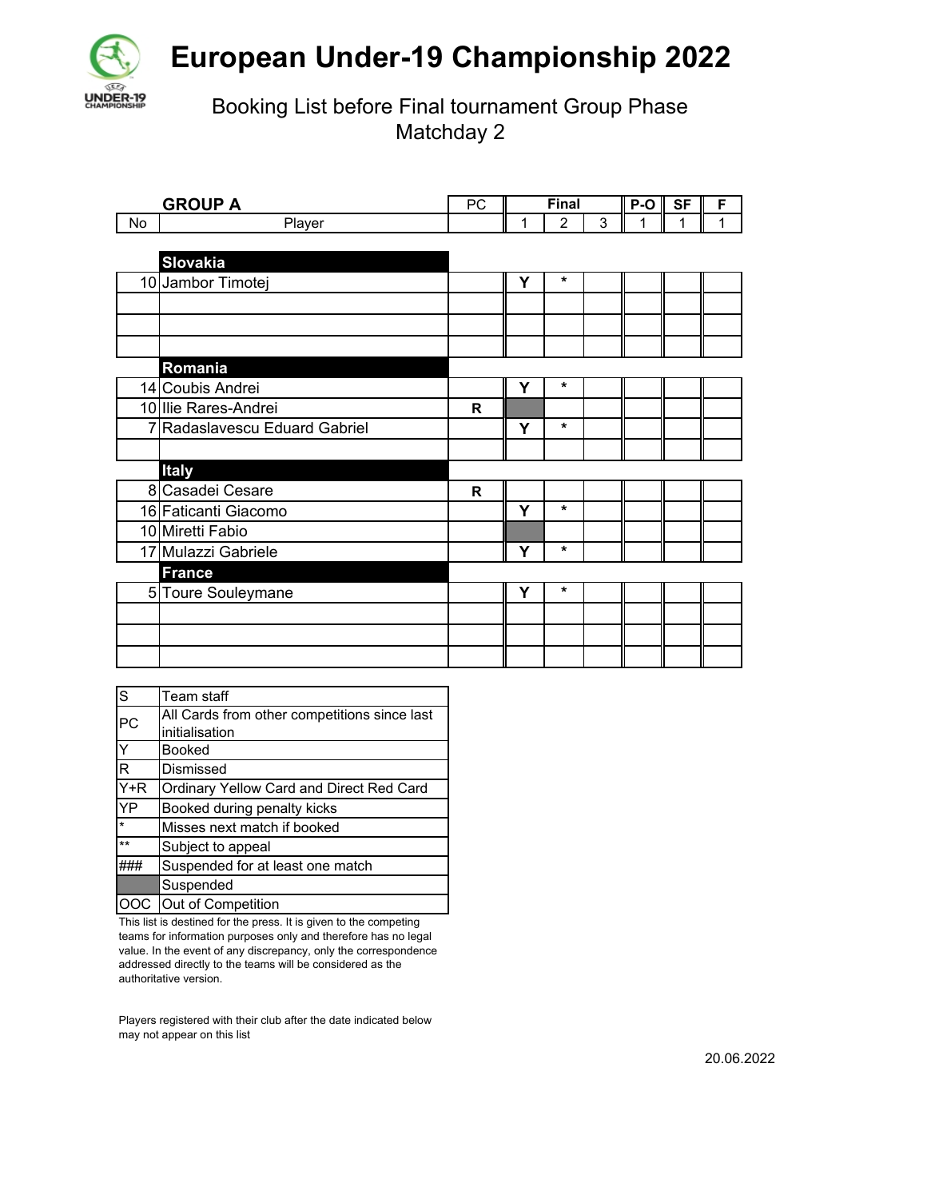# European Under-19 Championship 2022

Booking List before Final tournament Group Phase
Matchday 2

| | **GROUP A** | PC | Final | | | P-O | SF | F |
|---|---|---|---|---|---|---|---|---|
| No | Player | | 1 | 2 | 3 | 1 | 1 | 1 |
| | **Slovakia** | | | | | | | |
| 10 | Jambor Timotej | | Y | * | | | | |
| | | | | | | | | |
| | | | | | | | | |
| | | | | | | | | |
| | **Romania** | | | | | | | |
| 14 | Coubis Andrei | | Y | * | | | | |
| 10 | Ilie Rares-Andrei | R | (Suspended) | | | | | |
| 7 | Radaslavescu Eduard Gabriel | | Y | * | | | | |
| | | | | | | | | |
| | **Italy** | | | | | | | |
| 8 | Casadei Cesare | R | | | | | | |
| 16 | Faticanti Giacomo | | Y | * | | | | |
| 10 | Miretti Fabio | | (Suspended) | | | | | |
| 17 | Mulazzi Gabriele | | Y | * | | | | |
| | **France** | | | | | | | |
| 5 | Toure Souleymane | | Y | * | | | | |
| | | | | | | | | |
| | | | | | | | | |
| | | | | | | | | |

| | |
|---|---|
| S | Team staff |
| PC | All Cards from other competitions since last initialisation |
| Y | Booked |
| R | Dismissed |
| Y+R | Ordinary Yellow Card and Direct Red Card |
| YP | Booked during penalty kicks |
| * | Misses next match if booked |
| ** | Subject to appeal |
| ### | Suspended for at least one match |
| (grey) | Suspended |
| OOC | Out of Competition |

This list is destined for the press. It is given to the competing teams for information purposes only and therefore has no legal value. In the event of any discrepancy, only the correspondence addressed directly to the teams will be considered as the authoritative version.

Players registered with their club after the date indicated below may not appear on this list

20.06.2022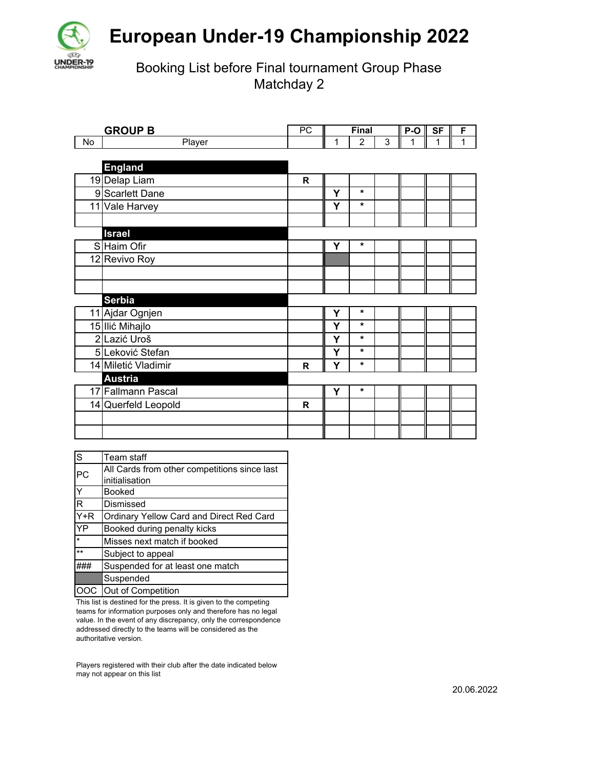# European Under-19 Championship 2022

Booking List before Final tournament Group Phase
Matchday 2

| | GROUP B | PC | Final | | | P-O | SF | F |
|---|---|---|---|---|---|---|---|---|
| No | Player | | 1 | 2 | 3 | 1 | 1 | 1 |
| | **England** | | | | | | | |
| 19 | Delap Liam | R | | | | | | |
| 9 | Scarlett Dane | | Y | * | | | | |
| 11 | Vale Harvey | | Y | * | | | | |
| | | | | | | | | |
| | **Israel** | | | | | | | |
| S | Haim Ofir | | Y | * | | | | |
| 12 | Revivo Roy | | | | | | | |
| | | | | | | | | |
| | | | | | | | | |
| | **Serbia** | | | | | | | |
| 11 | Ajdar Ognjen | | Y | * | | | | |
| 15 | Ilić Mihajlo | | Y | * | | | | |
| 2 | Lazić Uroš | | Y | * | | | | |
| 5 | Leković Stefan | | Y | * | | | | |
| 14 | Miletić Vladimir | R | Y | * | | | | |
| | **Austria** | | | | | | | |
| 17 | Fallmann Pascal | | Y | * | | | | |
| 14 | Querfeld Leopold | R | | | | | | |
| | | | | | | | | |
| | | | | | | | | |

| | |
|---|---|
| S | Team staff |
| PC | All Cards from other competitions since last initialisation |
| Y | Booked |
| R | Dismissed |
| Y+R | Ordinary Yellow Card and Direct Red Card |
| YP | Booked during penalty kicks |
| * | Misses next match if booked |
| ** | Subject to appeal |
| ### | Suspended for at least one match |
| | Suspended |
| OOC | Out of Competition |

This list is destined for the press. It is given to the competing teams for information purposes only and therefore has no legal value. In the event of any discrepancy, only the correspondence addressed directly to the teams will be considered as the authoritative version.

Players registered with their club after the date indicated below may not appear on this list

20.06.2022